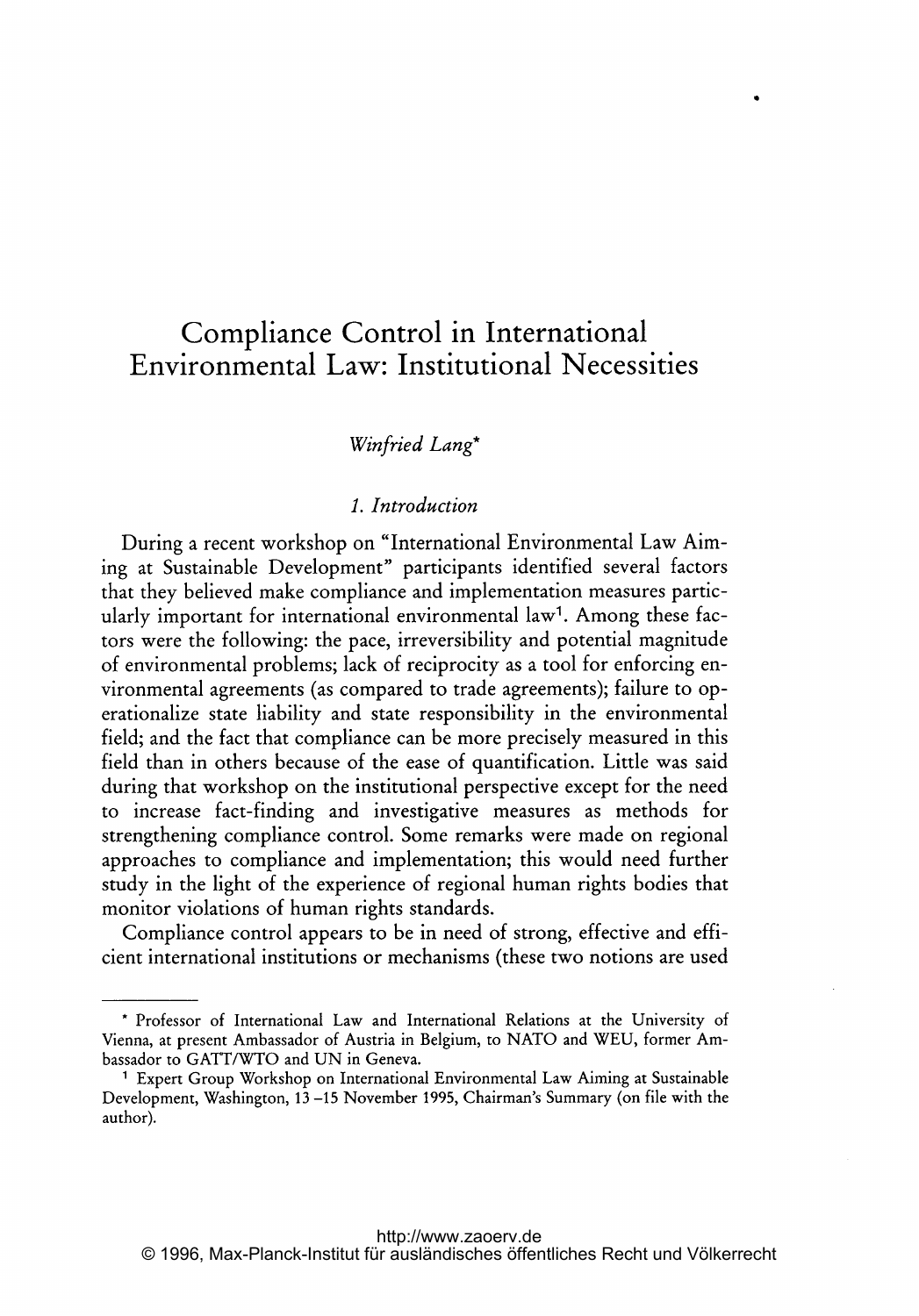# Compliance Control in International Environmental Law: Institutional Necessities

*Winfried Lang\**

## 1. Introduction

During a recent workshop on "International Environmental Law Aiming at Sustainable Development" participants identified several factors that they believed make compliance and implementation measures particularly important for international environmental law[1]. Among these factors were the following: the pace, irreversibility and potential magnitude of environmental problems; lack of reciprocity as a tool for enforcing environmental agreements (as compared to trade agreements); failure to operationalize state liability and state responsibility in the environmental field; and the fact that compliance can be more precisely measured in this field than in others because of the ease of quantification. Little was said during that workshop on the institutional perspective except for the need to increase fact-finding and investigative measures as methods for strengthening compliance control. Some remarks were made on regional approaches to compliance and implementation; this would need further study in the light of the experience of regional human rights bodies that monitor violations of human rights standards.

Compliance control appears to be in need of strong, effective and efficient international institutions or mechanisms (these two notions are used

---

\* Professor of International Law and International Relations at the University of Vienna, at present Ambassador of Austria in Belgium, to NATO and WEU, former Ambassador to GATT/WTO and UN in Geneva.

[1] Expert Group Workshop on International Environmental Law Aiming at Sustainable Development, Washington, 13 –15 November 1995, Chairman's Summary (on file with the author).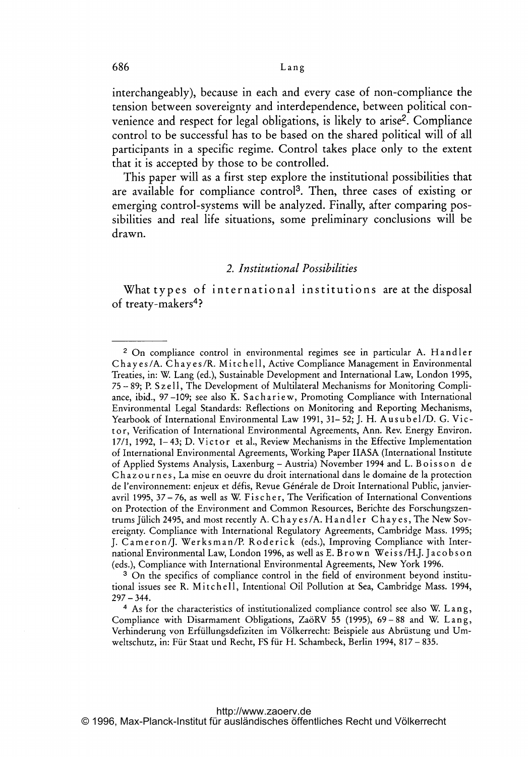interchangeably), because in each and every case of non-compliance the tension between sovereignty and interdependence, between political convenience and respect for legal obligations, is likely to arise[2]. Compliance control to be successful has to be based on the shared political will of all participants in a specific regime. Control takes place only to the extent that it is accepted by those to be controlled.

This paper will as a first step explore the institutional possibilities that are available for compliance control[3]. Then, three cases of existing or emerging control-systems will be analyzed. Finally, after comparing possibilities and real life situations, some preliminary conclusions will be drawn.

## *2. Institutional Possibilities*

What types of international institutions are at the disposal of treaty-makers[4]?

---

[2] On compliance control in environmental regimes see in particular A. Handler Chayes/A. Chayes/R. Mitchell, Active Compliance Management in Environmental Treaties, in: W. Lang (ed.), Sustainable Development and International Law, London 1995, 75 – 89; P. Szell, The Development of Multilateral Mechanisms for Monitoring Compliance, ibid., 97 –109; see also K. Sachariew, Promoting Compliance with International Environmental Legal Standards: Reflections on Monitoring and Reporting Mechanisms, Yearbook of International Environmental Law 1991, 31– 52; J. H. Ausubel/D. G. Victor, Verification of International Environmental Agreements, Ann. Rev. Energy Environ. 17/1, 1992, 1– 43; D. Victor et al., Review Mechanisms in the Effective Implementation of International Environmental Agreements, Working Paper IIASA (International Institute of Applied Systems Analysis, Laxenburg – Austria) November 1994 and L. Boisson de Chazournes, La mise en oeuvre du droit international dans le domaine de la protection de l'environnement: enjeux et défis, Revue Générale de Droit International Public, janvier-avril 1995, 37 – 76, as well as W. Fischer, The Verification of International Conventions on Protection of the Environment and Common Resources, Berichte des Forschungszentrums Jülich 2495, and most recently A. Chayes/A. Handler Chayes, The New Sovereignty. Compliance with International Regulatory Agreements, Cambridge Mass. 1995; J. Cameron/J. Werksman/P. Roderick (eds.), Improving Compliance with International Environmental Law, London 1996, as well as E. Brown Weiss/H.J. Jacobson (eds.), Compliance with International Environmental Agreements, New York 1996.

[3] On the specifics of compliance control in the field of environment beyond institutional issues see R. Mitchell, Intentional Oil Pollution at Sea, Cambridge Mass. 1994, 297 – 344.

[4] As for the characteristics of institutionalized compliance control see also W. Lang, Compliance with Disarmament Obligations, ZaöRV 55 (1995), 69 – 88 and W. Lang, Verhinderung von Erfüllungsdefiziten im Völkerrecht: Beispiele aus Abrüstung und Umweltschutz, in: Für Staat und Recht, FS für H. Schambeck, Berlin 1994, 817 – 835.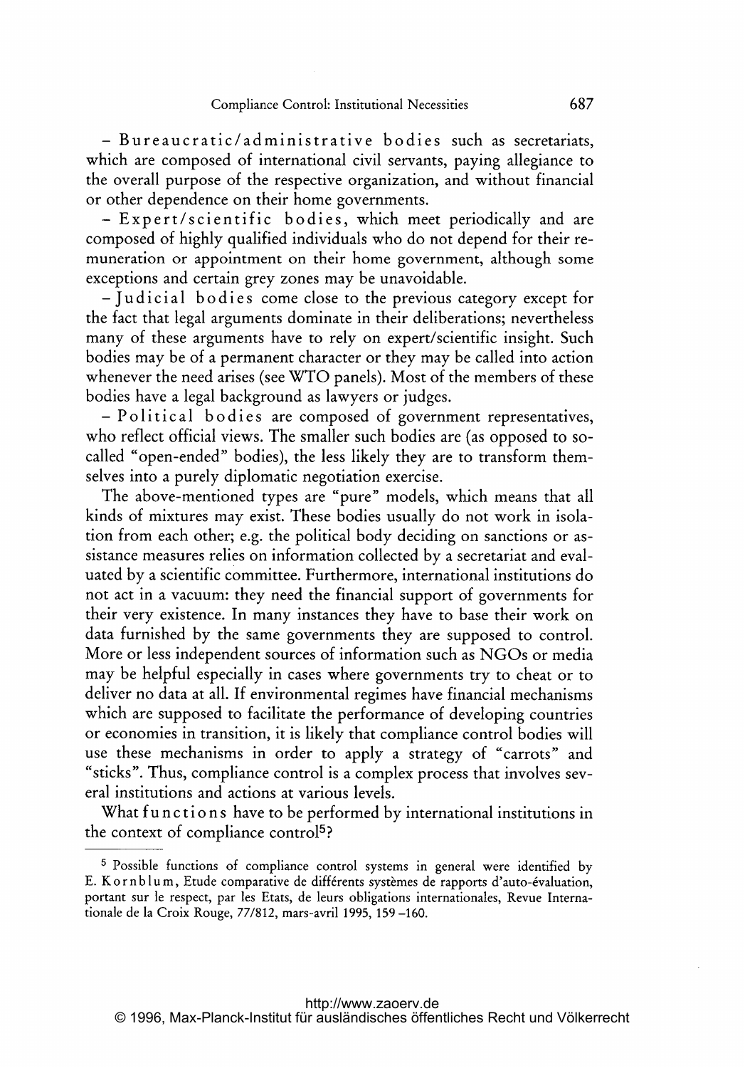– Bureaucratic/administrative bodies such as secretariats, which are composed of international civil servants, paying allegiance to the overall purpose of the respective organization, and without financial or other dependence on their home governments.

– Expert/scientific bodies, which meet periodically and are composed of highly qualified individuals who do not depend for their remuneration or appointment on their home government, although some exceptions and certain grey zones may be unavoidable.

– Judicial bodies come close to the previous category except for the fact that legal arguments dominate in their deliberations; nevertheless many of these arguments have to rely on expert/scientific insight. Such bodies may be of a permanent character or they may be called into action whenever the need arises (see WTO panels). Most of the members of these bodies have a legal background as lawyers or judges.

– Political bodies are composed of government representatives, who reflect official views. The smaller such bodies are (as opposed to so-called "open-ended" bodies), the less likely they are to transform themselves into a purely diplomatic negotiation exercise.

The above-mentioned types are "pure" models, which means that all kinds of mixtures may exist. These bodies usually do not work in isolation from each other; e.g. the political body deciding on sanctions or assistance measures relies on information collected by a secretariat and evaluated by a scientific committee. Furthermore, international institutions do not act in a vacuum: they need the financial support of governments for their very existence. In many instances they have to base their work on data furnished by the same governments they are supposed to control. More or less independent sources of information such as NGOs or media may be helpful especially in cases where governments try to cheat or to deliver no data at all. If environmental regimes have financial mechanisms which are supposed to facilitate the performance of developing countries or economies in transition, it is likely that compliance control bodies will use these mechanisms in order to apply a strategy of "carrots" and "sticks". Thus, compliance control is a complex process that involves several institutions and actions at various levels.

What functions have to be performed by international institutions in the context of compliance control[5]?

---

[5] Possible functions of compliance control systems in general were identified by E. Kornblum, Etude comparative de différents systèmes de rapports d'auto-évaluation, portant sur le respect, par les Etats, de leurs obligations internationales, Revue Internationale de la Croix Rouge, 77/812, mars-avril 1995, 159 –160.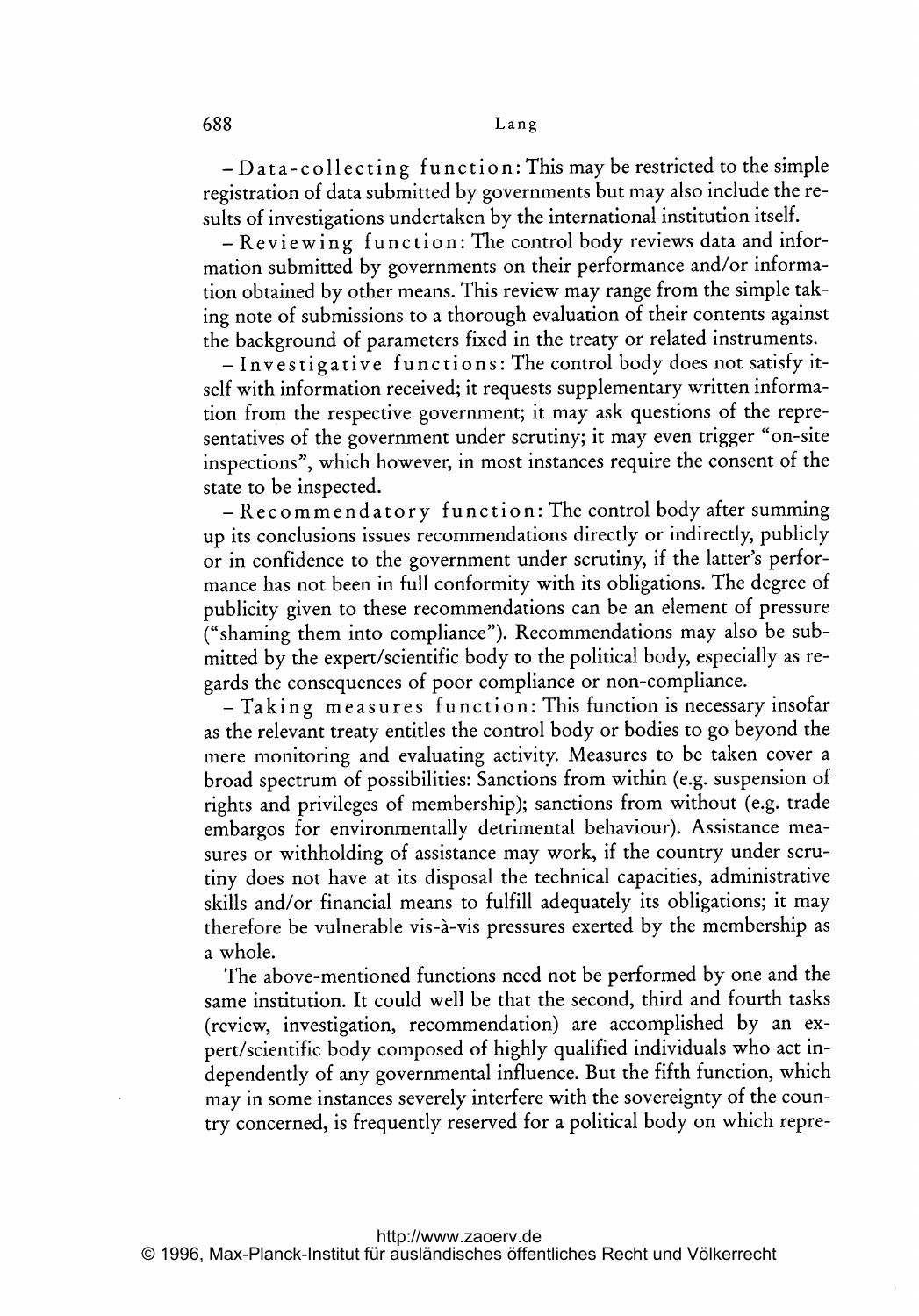– *Data-collecting function*: This may be restricted to the simple registration of data submitted by governments but may also include the results of investigations undertaken by the international institution itself.

– *Reviewing function*: The control body reviews data and information submitted by governments on their performance and/or information obtained by other means. This review may range from the simple taking note of submissions to a thorough evaluation of their contents against the background of parameters fixed in the treaty or related instruments.

– *Investigative functions*: The control body does not satisfy itself with information received; it requests supplementary written information from the respective government; it may ask questions of the representatives of the government under scrutiny; it may even trigger "on-site inspections", which however, in most instances require the consent of the state to be inspected.

– *Recommendatory function*: The control body after summing up its conclusions issues recommendations directly or indirectly, publicly or in confidence to the government under scrutiny, if the latter's performance has not been in full conformity with its obligations. The degree of publicity given to these recommendations can be an element of pressure ("shaming them into compliance"). Recommendations may also be submitted by the expert/scientific body to the political body, especially as regards the consequences of poor compliance or non-compliance.

– *Taking measures function*: This function is necessary insofar as the relevant treaty entitles the control body or bodies to go beyond the mere monitoring and evaluating activity. Measures to be taken cover a broad spectrum of possibilities: Sanctions from within (e.g. suspension of rights and privileges of membership); sanctions from without (e.g. trade embargos for environmentally detrimental behaviour). Assistance measures or withholding of assistance may work, if the country under scrutiny does not have at its disposal the technical capacities, administrative skills and/or financial means to fulfill adequately its obligations; it may therefore be vulnerable vis-à-vis pressures exerted by the membership as a whole.

The above-mentioned functions need not be performed by one and the same institution. It could well be that the second, third and fourth tasks (review, investigation, recommendation) are accomplished by an expert/scientific body composed of highly qualified individuals who act independently of any governmental influence. But the fifth function, which may in some instances severely interfere with the sovereignty of the country concerned, is frequently reserved for a political body on which repre-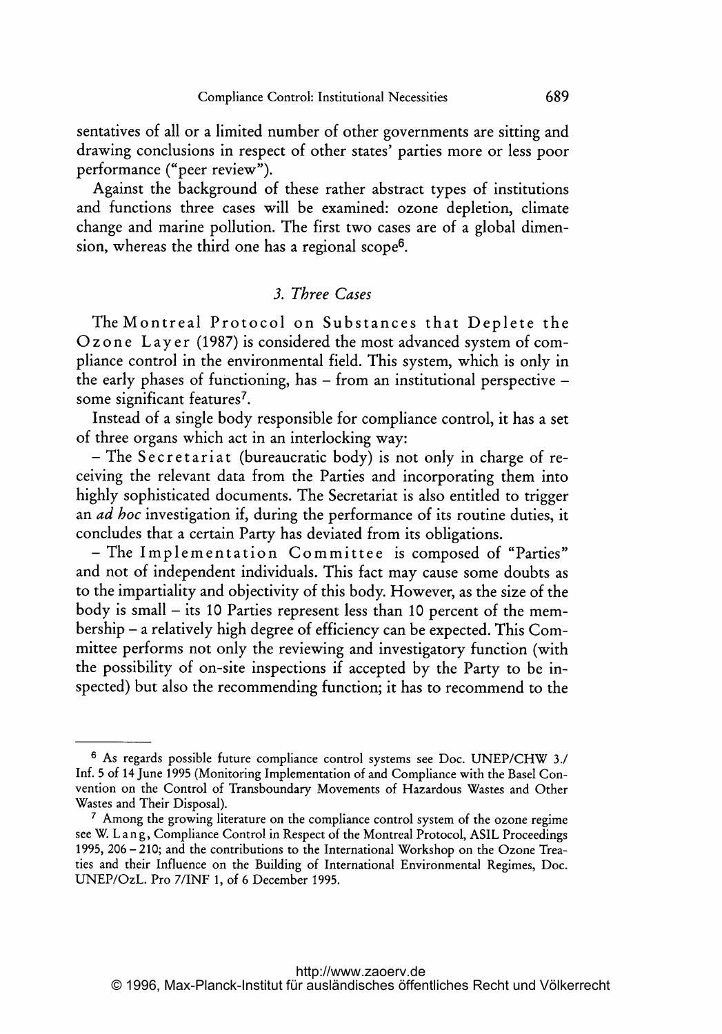sentatives of all or a limited number of other governments are sitting and drawing conclusions in respect of other states' parties more or less poor performance ("peer review").

Against the background of these rather abstract types of institutions and functions three cases will be examined: ozone depletion, climate change and marine pollution. The first two cases are of a global dimension, whereas the third one has a regional scope[6].

### *3. Three Cases*

The Montreal Protocol on Substances that Deplete the Ozone Layer (1987) is considered the most advanced system of compliance control in the environmental field. This system, which is only in the early phases of functioning, has – from an institutional perspective – some significant features[7].

Instead of a single body responsible for compliance control, it has a set of three organs which act in an interlocking way:

– The Secretariat (bureaucratic body) is not only in charge of receiving the relevant data from the Parties and incorporating them into highly sophisticated documents. The Secretariat is also entitled to trigger an *ad hoc* investigation if, during the performance of its routine duties, it concludes that a certain Party has deviated from its obligations.

– The Implementation Committee is composed of "Parties" and not of independent individuals. This fact may cause some doubts as to the impartiality and objectivity of this body. However, as the size of the body is small – its 10 Parties represent less than 10 percent of the membership – a relatively high degree of efficiency can be expected. This Committee performs not only the reviewing and investigatory function (with the possibility of on-site inspections if accepted by the Party to be inspected) but also the recommending function; it has to recommend to the

---

[6] As regards possible future compliance control systems see Doc. UNEP/CHW 3./Inf. 5 of 14 June 1995 (Monitoring Implementation of and Compliance with the Basel Convention on the Control of Transboundary Movements of Hazardous Wastes and Other Wastes and Their Disposal).

[7] Among the growing literature on the compliance control system of the ozone regime see W. Lang, Compliance Control in Respect of the Montreal Protocol, ASIL Proceedings 1995, 206 – 210; and the contributions to the International Workshop on the Ozone Treaties and their Influence on the Building of International Environmental Regimes, Doc. UNEP/OzL. Pro 7/INF 1, of 6 December 1995.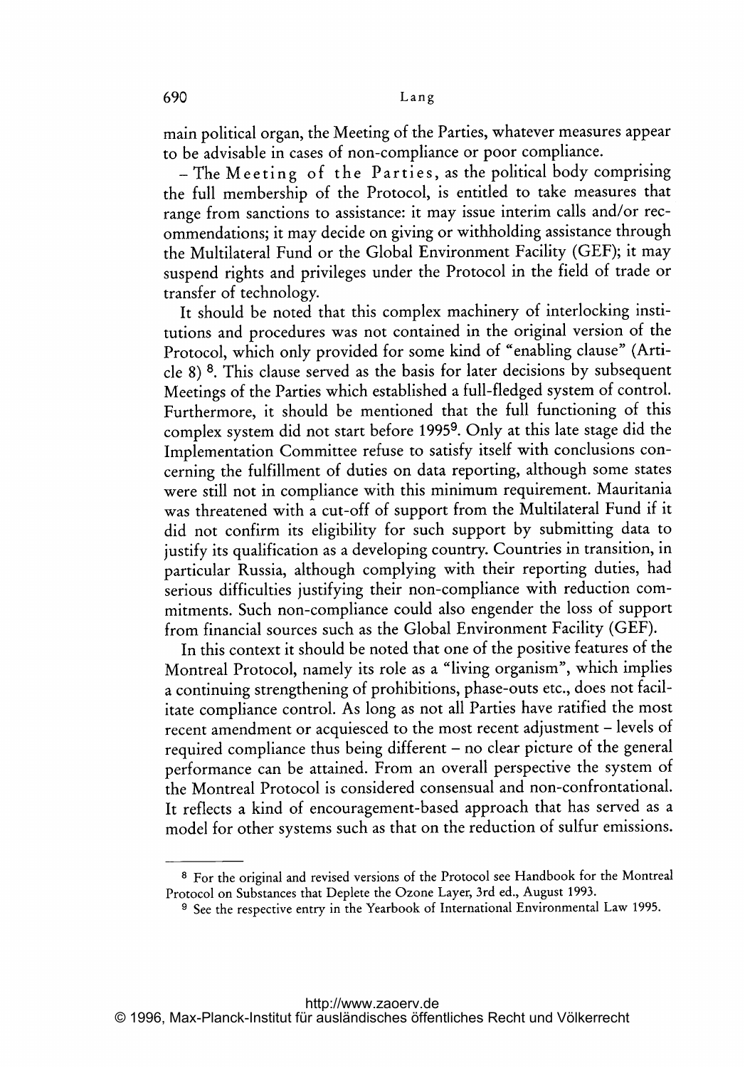main political organ, the Meeting of the Parties, whatever measures appear to be advisable in cases of non-compliance or poor compliance.

– The Meeting of the Parties, as the political body comprising the full membership of the Protocol, is entitled to take measures that range from sanctions to assistance: it may issue interim calls and/or recommendations; it may decide on giving or withholding assistance through the Multilateral Fund or the Global Environment Facility (GEF); it may suspend rights and privileges under the Protocol in the field of trade or transfer of technology.

It should be noted that this complex machinery of interlocking institutions and procedures was not contained in the original version of the Protocol, which only provided for some kind of "enabling clause" (Article 8) [8]. This clause served as the basis for later decisions by subsequent Meetings of the Parties which established a full-fledged system of control. Furthermore, it should be mentioned that the full functioning of this complex system did not start before 1995[9]. Only at this late stage did the Implementation Committee refuse to satisfy itself with conclusions concerning the fulfillment of duties on data reporting, although some states were still not in compliance with this minimum requirement. Mauritania was threatened with a cut-off of support from the Multilateral Fund if it did not confirm its eligibility for such support by submitting data to justify its qualification as a developing country. Countries in transition, in particular Russia, although complying with their reporting duties, had serious difficulties justifying their non-compliance with reduction commitments. Such non-compliance could also engender the loss of support from financial sources such as the Global Environment Facility (GEF).

In this context it should be noted that one of the positive features of the Montreal Protocol, namely its role as a "living organism", which implies a continuing strengthening of prohibitions, phase-outs etc., does not facilitate compliance control. As long as not all Parties have ratified the most recent amendment or acquiesced to the most recent adjustment – levels of required compliance thus being different – no clear picture of the general performance can be attained. From an overall perspective the system of the Montreal Protocol is considered consensual and non-confrontational. It reflects a kind of encouragement-based approach that has served as a model for other systems such as that on the reduction of sulfur emissions.

---

[8] For the original and revised versions of the Protocol see Handbook for the Montreal Protocol on Substances that Deplete the Ozone Layer, 3rd ed., August 1993.

[9] See the respective entry in the Yearbook of International Environmental Law 1995.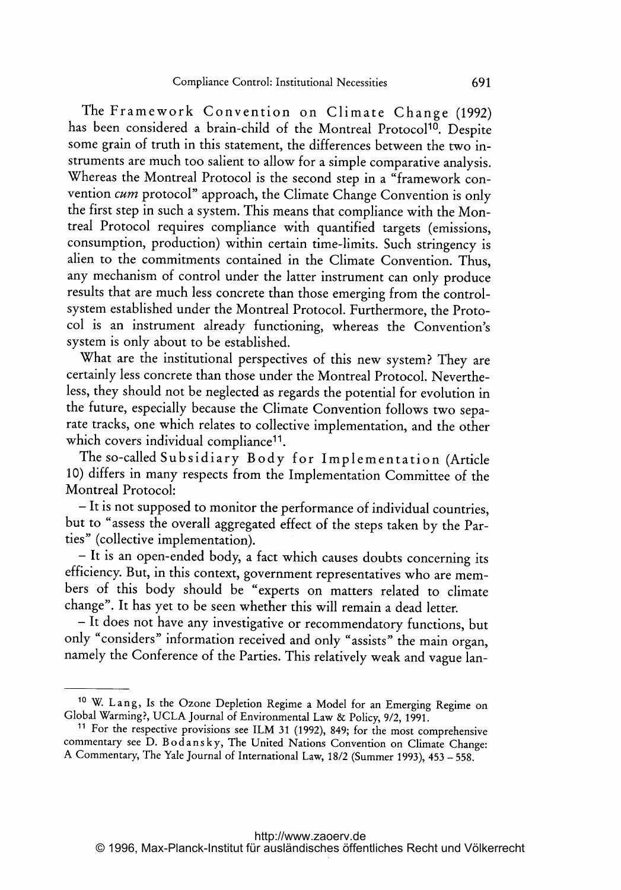The Framework Convention on Climate Change (1992) has been considered a brain-child of the Montreal Protocol[10]. Despite some grain of truth in this statement, the differences between the two instruments are much too salient to allow for a simple comparative analysis. Whereas the Montreal Protocol is the second step in a "framework convention *cum* protocol" approach, the Climate Change Convention is only the first step in such a system. This means that compliance with the Montreal Protocol requires compliance with quantified targets (emissions, consumption, production) within certain time-limits. Such stringency is alien to the commitments contained in the Climate Convention. Thus, any mechanism of control under the latter instrument can only produce results that are much less concrete than those emerging from the control-system established under the Montreal Protocol. Furthermore, the Protocol is an instrument already functioning, whereas the Convention's system is only about to be established.

What are the institutional perspectives of this new system? They are certainly less concrete than those under the Montreal Protocol. Nevertheless, they should not be neglected as regards the potential for evolution in the future, especially because the Climate Convention follows two separate tracks, one which relates to collective implementation, and the other which covers individual compliance[11].

The so-called Subsidiary Body for Implementation (Article 10) differs in many respects from the Implementation Committee of the Montreal Protocol:

– It is not supposed to monitor the performance of individual countries, but to "assess the overall aggregated effect of the steps taken by the Parties" (collective implementation).

– It is an open-ended body, a fact which causes doubts concerning its efficiency. But, in this context, government representatives who are members of this body should be "experts on matters related to climate change". It has yet to be seen whether this will remain a dead letter.

– It does not have any investigative or recommendatory functions, but only "considers" information received and only "assists" the main organ, namely the Conference of the Parties. This relatively weak and vague lan-

---

[10] W. Lang, Is the Ozone Depletion Regime a Model for an Emerging Regime on Global Warming?, UCLA Journal of Environmental Law & Policy, 9/2, 1991.

[11] For the respective provisions see ILM 31 (1992), 849; for the most comprehensive commentary see D. Bodansky, The United Nations Convention on Climate Change: A Commentary, The Yale Journal of International Law, 18/2 (Summer 1993), 453 – 558.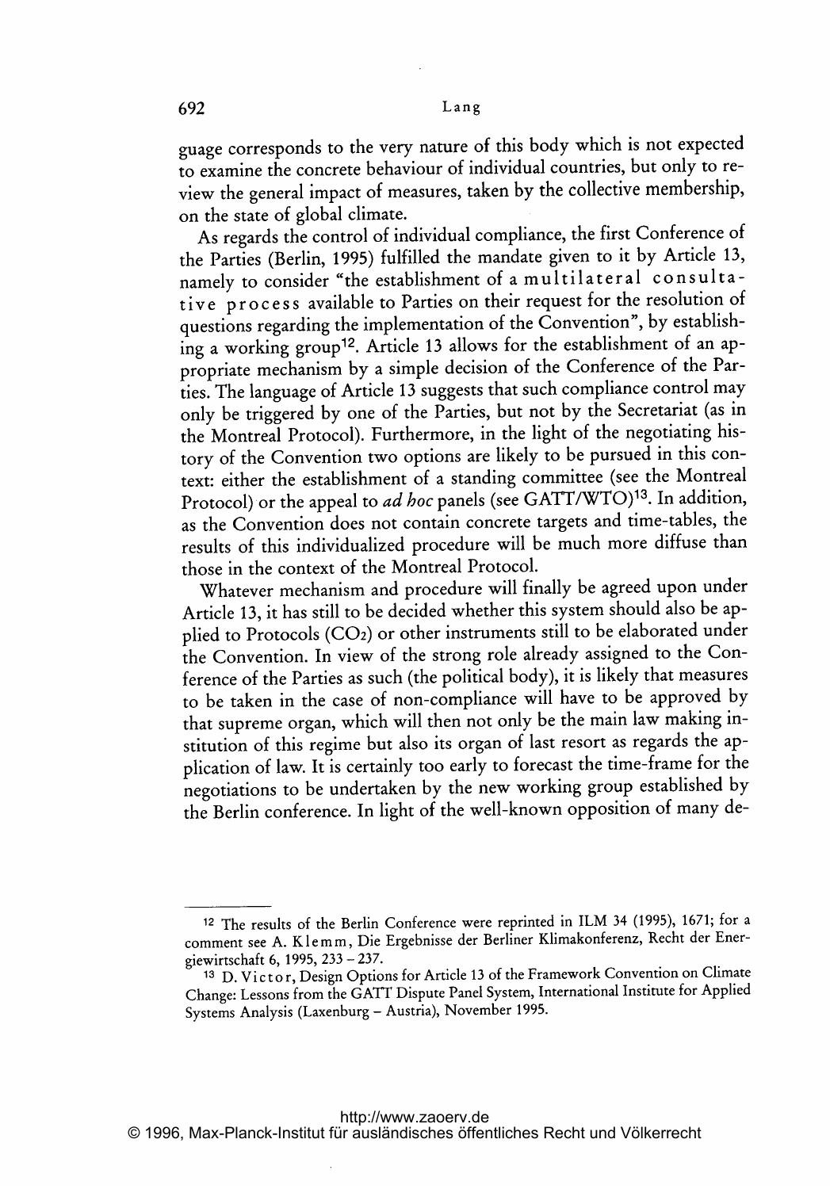guage corresponds to the very nature of this body which is not expected to examine the concrete behaviour of individual countries, but only to review the general impact of measures, taken by the collective membership, on the state of global climate.

As regards the control of individual compliance, the first Conference of the Parties (Berlin, 1995) fulfilled the mandate given to it by Article 13, namely to consider "the establishment of a multilateral consultative process available to Parties on their request for the resolution of questions regarding the implementation of the Convention", by establishing a working group[12]. Article 13 allows for the establishment of an appropriate mechanism by a simple decision of the Conference of the Parties. The language of Article 13 suggests that such compliance control may only be triggered by one of the Parties, but not by the Secretariat (as in the Montreal Protocol). Furthermore, in the light of the negotiating history of the Convention two options are likely to be pursued in this context: either the establishment of a standing committee (see the Montreal Protocol) or the appeal to *ad hoc* panels (see GATT/WTO)[13]. In addition, as the Convention does not contain concrete targets and time-tables, the results of this individualized procedure will be much more diffuse than those in the context of the Montreal Protocol.

Whatever mechanism and procedure will finally be agreed upon under Article 13, it has still to be decided whether this system should also be applied to Protocols ($CO_2$) or other instruments still to be elaborated under the Convention. In view of the strong role already assigned to the Conference of the Parties as such (the political body), it is likely that measures to be taken in the case of non-compliance will have to be approved by that supreme organ, which will then not only be the main law making institution of this regime but also its organ of last resort as regards the application of law. It is certainly too early to forecast the time-frame for the negotiations to be undertaken by the new working group established by the Berlin conference. In light of the well-known opposition of many de-

---

[12] The results of the Berlin Conference were reprinted in ILM 34 (1995), 1671; for a comment see A. Klemm, Die Ergebnisse der Berliner Klimakonferenz, Recht der Energiewirtschaft 6, 1995, 233 – 237.

[13] D. Victor, Design Options for Article 13 of the Framework Convention on Climate Change: Lessons from the GATT Dispute Panel System, International Institute for Applied Systems Analysis (Laxenburg – Austria), November 1995.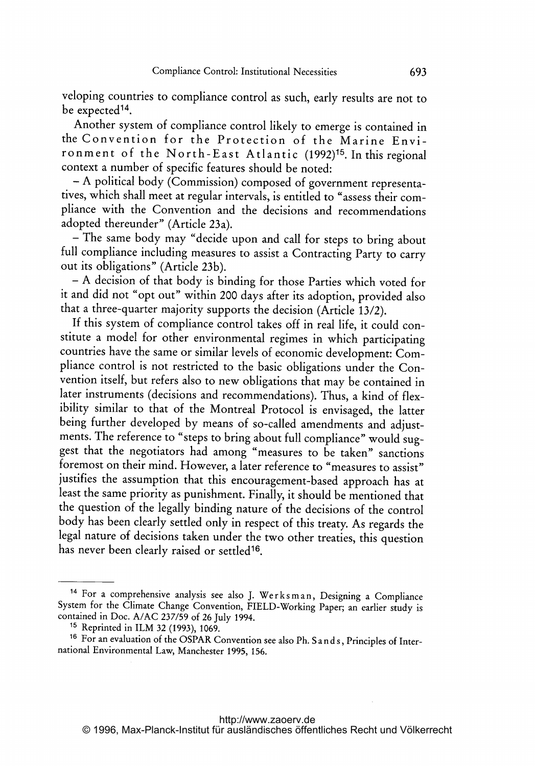veloping countries to compliance control as such, early results are not to be expected[14].

Another system of compliance control likely to emerge is contained in the Convention for the Protection of the Marine Environment of the North-East Atlantic (1992)[15]. In this regional context a number of specific features should be noted:

– A political body (Commission) composed of government representatives, which shall meet at regular intervals, is entitled to "assess their compliance with the Convention and the decisions and recommendations adopted thereunder" (Article 23a).

– The same body may "decide upon and call for steps to bring about full compliance including measures to assist a Contracting Party to carry out its obligations" (Article 23b).

– A decision of that body is binding for those Parties which voted for it and did not "opt out" within 200 days after its adoption, provided also that a three-quarter majority supports the decision (Article 13/2).

If this system of compliance control takes off in real life, it could constitute a model for other environmental regimes in which participating countries have the same or similar levels of economic development: Compliance control is not restricted to the basic obligations under the Convention itself, but refers also to new obligations that may be contained in later instruments (decisions and recommendations). Thus, a kind of flexibility similar to that of the Montreal Protocol is envisaged, the latter being further developed by means of so-called amendments and adjustments. The reference to "steps to bring about full compliance" would suggest that the negotiators had among "measures to be taken" sanctions foremost on their mind. However, a later reference to "measures to assist" justifies the assumption that this encouragement-based approach has at least the same priority as punishment. Finally, it should be mentioned that the question of the legally binding nature of the decisions of the control body has been clearly settled only in respect of this treaty. As regards the legal nature of decisions taken under the two other treaties, this question has never been clearly raised or settled[16].

---

[14] For a comprehensive analysis see also J. Werksman, Designing a Compliance System for the Climate Change Convention, FIELD-Working Paper; an earlier study is contained in Doc. A/AC 237/59 of 26 July 1994.

[15] Reprinted in ILM 32 (1993), 1069.

[16] For an evaluation of the OSPAR Convention see also Ph. Sands, Principles of International Environmental Law, Manchester 1995, 156.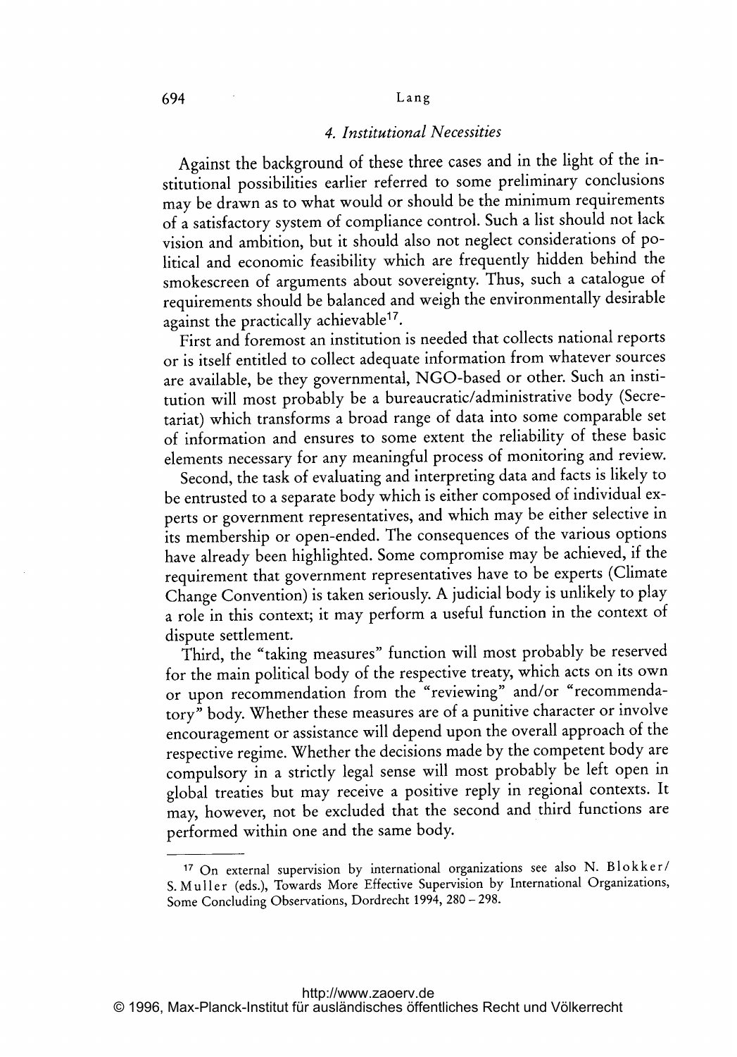### *4. Institutional Necessities*

Against the background of these three cases and in the light of the institutional possibilities earlier referred to some preliminary conclusions may be drawn as to what would or should be the minimum requirements of a satisfactory system of compliance control. Such a list should not lack vision and ambition, but it should also not neglect considerations of political and economic feasibility which are frequently hidden behind the smokescreen of arguments about sovereignty. Thus, such a catalogue of requirements should be balanced and weigh the environmentally desirable against the practically achievable[17].

First and foremost an institution is needed that collects national reports or is itself entitled to collect adequate information from whatever sources are available, be they governmental, NGO-based or other. Such an institution will most probably be a bureaucratic/administrative body (Secretariat) which transforms a broad range of data into some comparable set of information and ensures to some extent the reliability of these basic elements necessary for any meaningful process of monitoring and review.

Second, the task of evaluating and interpreting data and facts is likely to be entrusted to a separate body which is either composed of individual experts or government representatives, and which may be either selective in its membership or open-ended. The consequences of the various options have already been highlighted. Some compromise may be achieved, if the requirement that government representatives have to be experts (Climate Change Convention) is taken seriously. A judicial body is unlikely to play a role in this context; it may perform a useful function in the context of dispute settlement.

Third, the "taking measures" function will most probably be reserved for the main political body of the respective treaty, which acts on its own or upon recommendation from the "reviewing" and/or "recommendatory" body. Whether these measures are of a punitive character or involve encouragement or assistance will depend upon the overall approach of the respective regime. Whether the decisions made by the competent body are compulsory in a strictly legal sense will most probably be left open in global treaties but may receive a positive reply in regional contexts. It may, however, not be excluded that the second and third functions are performed within one and the same body.

---

[17] On external supervision by international organizations see also N. Blokker/ S. Muller (eds.), Towards More Effective Supervision by International Organizations, Some Concluding Observations, Dordrecht 1994, 280 – 298.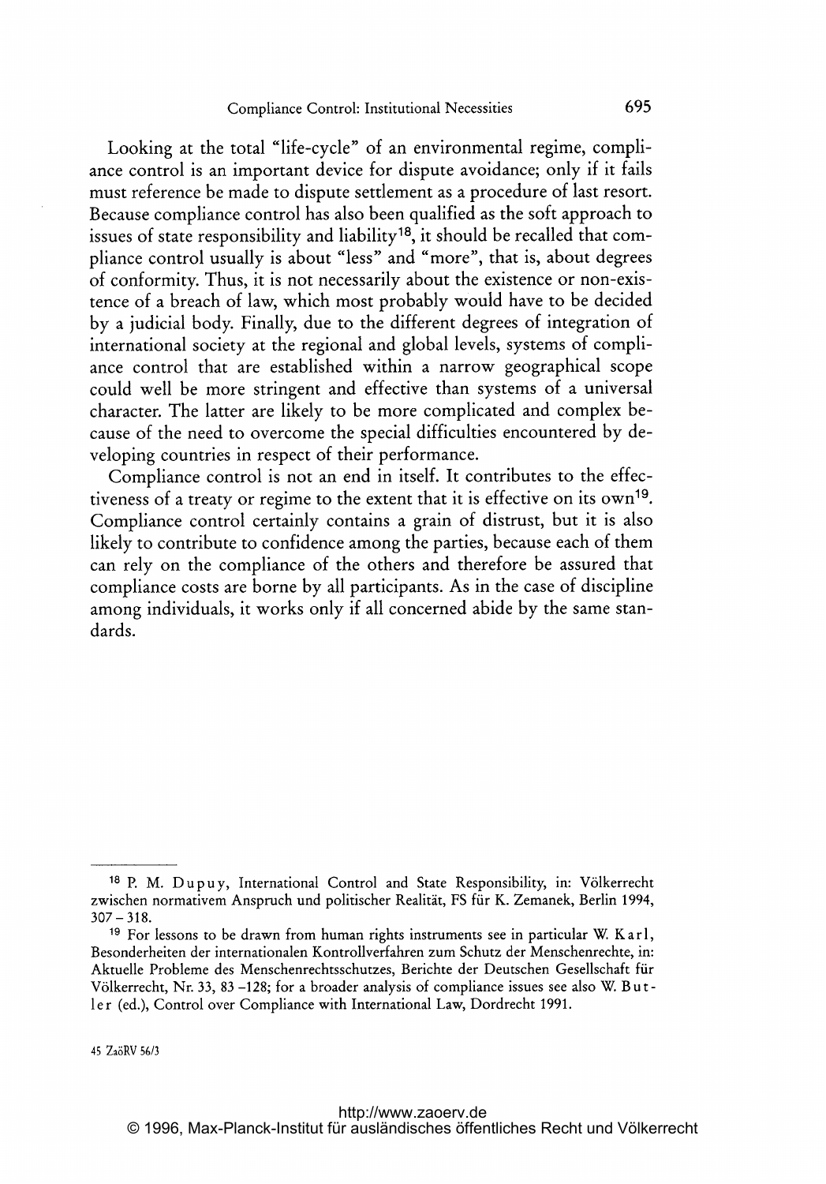Looking at the total "life-cycle" of an environmental regime, compliance control is an important device for dispute avoidance; only if it fails must reference be made to dispute settlement as a procedure of last resort. Because compliance control has also been qualified as the soft approach to issues of state responsibility and liability[18], it should be recalled that compliance control usually is about "less" and "more", that is, about degrees of conformity. Thus, it is not necessarily about the existence or non-existence of a breach of law, which most probably would have to be decided by a judicial body. Finally, due to the different degrees of integration of international society at the regional and global levels, systems of compliance control that are established within a narrow geographical scope could well be more stringent and effective than systems of a universal character. The latter are likely to be more complicated and complex because of the need to overcome the special difficulties encountered by developing countries in respect of their performance.

Compliance control is not an end in itself. It contributes to the effectiveness of a treaty or regime to the extent that it is effective on its own[19]. Compliance control certainly contains a grain of distrust, but it is also likely to contribute to confidence among the parties, because each of them can rely on the compliance of the others and therefore be assured that compliance costs are borne by all participants. As in the case of discipline among individuals, it works only if all concerned abide by the same standards.

---

[18] P. M. Dupuy, International Control and State Responsibility, in: Völkerrecht zwischen normativem Anspruch und politischer Realität, FS für K. Zemanek, Berlin 1994, 307 – 318.

[19] For lessons to be drawn from human rights instruments see in particular W. Karl, Besonderheiten der internationalen Kontrollverfahren zum Schutz der Menschenrechte, in: Aktuelle Probleme des Menschenrechtsschutzes, Berichte der Deutschen Gesellschaft für Völkerrecht, Nr. 33, 83 –128; for a broader analysis of compliance issues see also W. Butler (ed.), Control over Compliance with International Law, Dordrecht 1991.